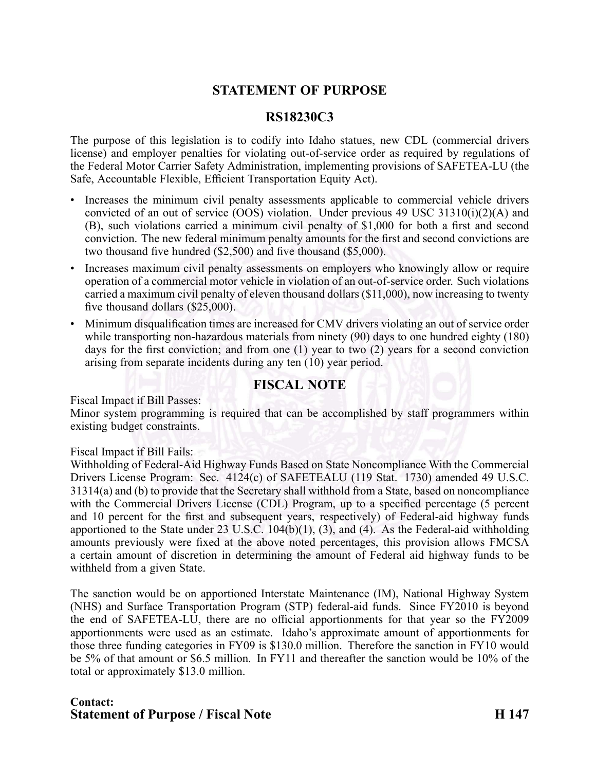## STATEMENT OF PURPOSE

## RS18230C3

The purpose of this legislation is to codify into Idaho statues, new CDL (commercial drivers license) and employer penalties for violating out-of-service order as required by regulations of the Federal Motor Carrier Safety Administration, implementing provisions of SAFETEA-LU (the Safe, Accountable Flexible, Efficient Transportation Equity Act).

- Increases the minimum civil penalty assessments applicable to commercial vehicle drivers convicted of an out of service (OOS) violation. Under previous 49 USC 31310(i)(2)(A) and (B), such violations carried a minimum civil penalty of $1,000 for both a first and second conviction. The new federal minimum penalty amounts for the first and second convictions are two thousand five hundred ($2,500) and five thousand ($5,000).
- Increases maximum civil penalty assessments on employers who knowingly allow or require operation of a commercial motor vehicle in violation of an out-of-service order. Such violations carried a maximum civil penalty of eleven thousand dollars ($11,000), now increasing to twenty five thousand dollars ($25,000).
- Minimum disqualification times are increased for CMV drivers violating an out of service order while transporting non-hazardous materials from ninety (90) days to one hundred eighty (180) days for the first conviction; and from one (1) year to two (2) years for a second conviction arising from separate incidents during any ten (10) year period.

## FISCAL NOTE

Fiscal Impact if Bill Passes:
Minor system programming is required that can be accomplished by staff programmers within existing budget constraints.

Fiscal Impact if Bill Fails:
Withholding of Federal-Aid Highway Funds Based on State Noncompliance With the Commercial Drivers License Program: Sec. 4124(c) of SAFETEALU (119 Stat. 1730) amended 49 U.S.C. 31314(a) and (b) to provide that the Secretary shall withhold from a State, based on noncompliance with the Commercial Drivers License (CDL) Program, up to a specified percentage (5 percent and 10 percent for the first and subsequent years, respectively) of Federal-aid highway funds apportioned to the State under 23 U.S.C. 104(b)(1), (3), and (4). As the Federal-aid withholding amounts previously were fixed at the above noted percentages, this provision allows FMCSA a certain amount of discretion in determining the amount of Federal aid highway funds to be withheld from a given State.

The sanction would be on apportioned Interstate Maintenance (IM), National Highway System (NHS) and Surface Transportation Program (STP) federal-aid funds. Since FY2010 is beyond the end of SAFETEA-LU, there are no official apportionments for that year so the FY2009 apportionments were used as an estimate. Idaho's approximate amount of apportionments for those three funding categories in FY09 is $130.0 million. Therefore the sanction in FY10 would be 5% of that amount or $6.5 million. In FY11 and thereafter the sanction would be 10% of the total or approximately $13.0 million.

**Contact:**

**Statement of Purpose / Fiscal Note H 147**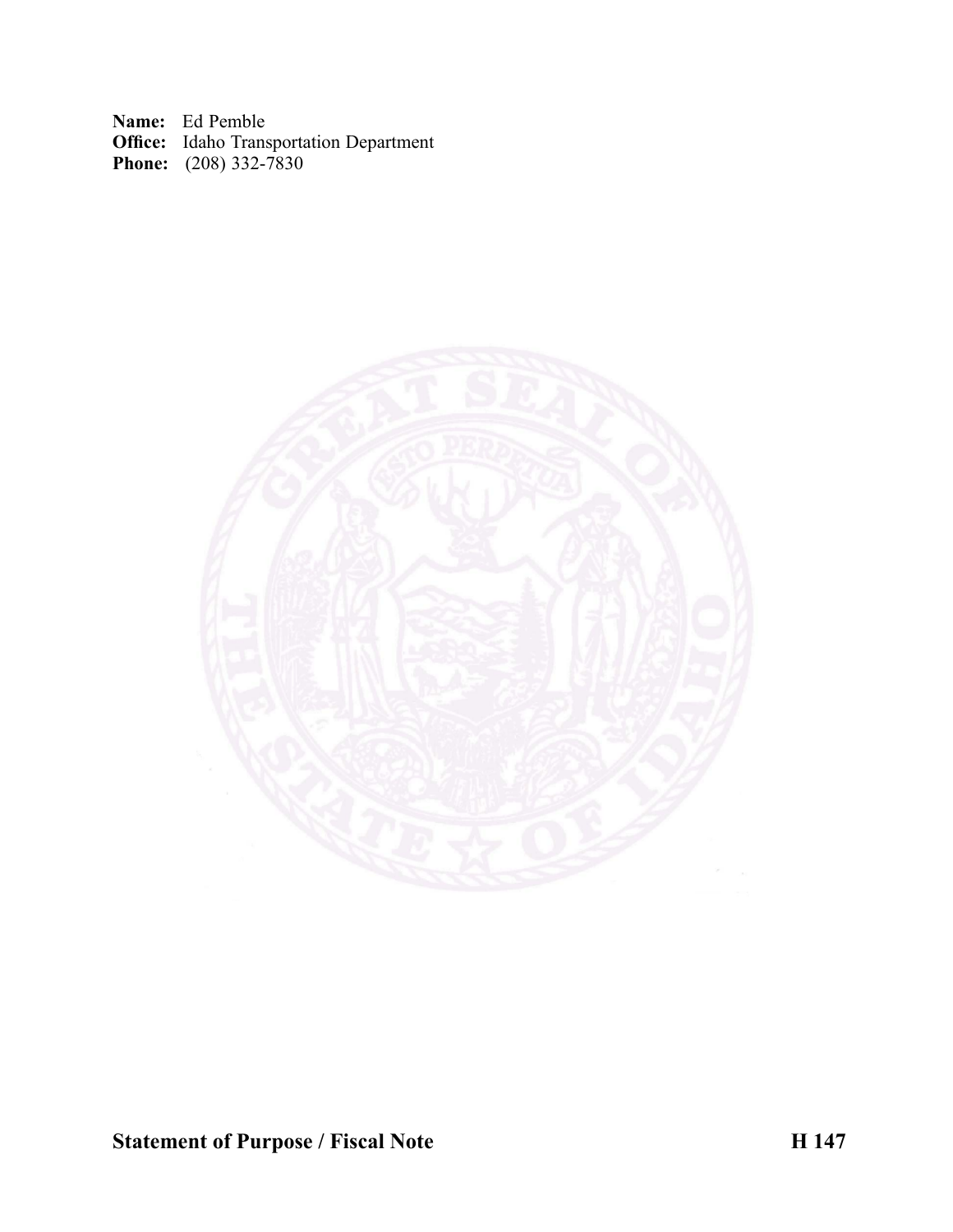**Name:** Ed Pemble
**Office:** Idaho Transportation Department
**Phone:** (208) 332-7830